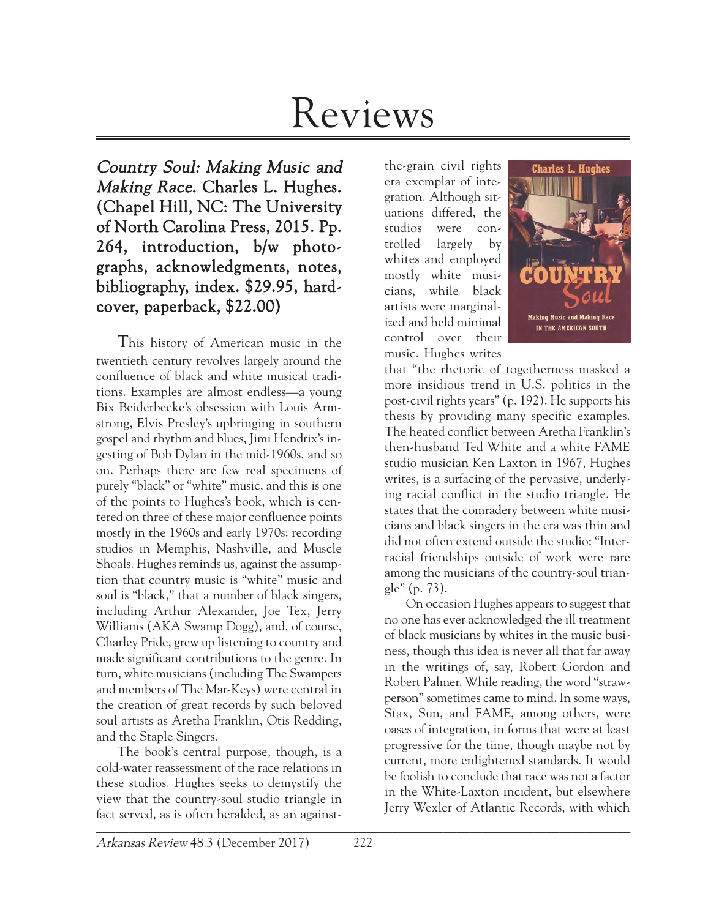# Reviews

***Country Soul: Making Music and Making Race.* Charles L. Hughes. (Chapel Hill, NC: The University of North Carolina Press, 2015. Pp. 264, introduction, b/w photographs, acknowledgments, notes, bibliography, index. $29.95, hardcover, paperback, $22.00)**

This history of American music in the twentieth century revolves largely around the confluence of black and white musical traditions. Examples are almost endless—a young Bix Beiderbecke's obsession with Louis Armstrong, Elvis Presley's upbringing in southern gospel and rhythm and blues, Jimi Hendrix's ingesting of Bob Dylan in the mid-1960s, and so on. Perhaps there are few real specimens of purely "black" or "white" music, and this is one of the points to Hughes's book, which is centered on three of these major confluence points mostly in the 1960s and early 1970s: recording studios in Memphis, Nashville, and Muscle Shoals. Hughes reminds us, against the assumption that country music is "white" music and soul is "black," that a number of black singers, including Arthur Alexander, Joe Tex, Jerry Williams (AKA Swamp Dogg), and, of course, Charley Pride, grew up listening to country and made significant contributions to the genre. In turn, white musicians (including The Swampers and members of The Mar-Keys) were central in the creation of great records by such beloved soul artists as Aretha Franklin, Otis Redding, and the Staple Singers.

The book's central purpose, though, is a cold-water reassessment of the race relations in these studios. Hughes seeks to demystify the view that the country-soul studio triangle in fact served, as is often heralded, as an against-the-grain civil rights era exemplar of integration. Although situations differed, the studios were controlled largely by whites and employed mostly white musicians, while black artists were marginalized and held minimal control over their music. Hughes writes that "the rhetoric of togetherness masked a more insidious trend in U.S. politics in the post-civil rights years" (p. 192). He supports his thesis by providing many specific examples. The heated conflict between Aretha Franklin's then-husband Ted White and a white FAME studio musician Ken Laxton in 1967, Hughes writes, is a surfacing of the pervasive, underlying racial conflict in the studio triangle. He states that the comradery between white musicians and black singers in the era was thin and did not often extend outside the studio: "Interracial friendships outside of work were rare among the musicians of the country-soul triangle" (p. 73).

On occasion Hughes appears to suggest that no one has ever acknowledged the ill treatment of black musicians by whites in the music business, though this idea is never all that far away in the writings of, say, Robert Gordon and Robert Palmer. While reading, the word "strawperson" sometimes came to mind. In some ways, Stax, Sun, and FAME, among others, were oases of integration, in forms that were at least progressive for the time, though maybe not by current, more enlightened standards. It would be foolish to conclude that race was not a factor in the White-Laxton incident, but elsewhere Jerry Wexler of Atlantic Records, with which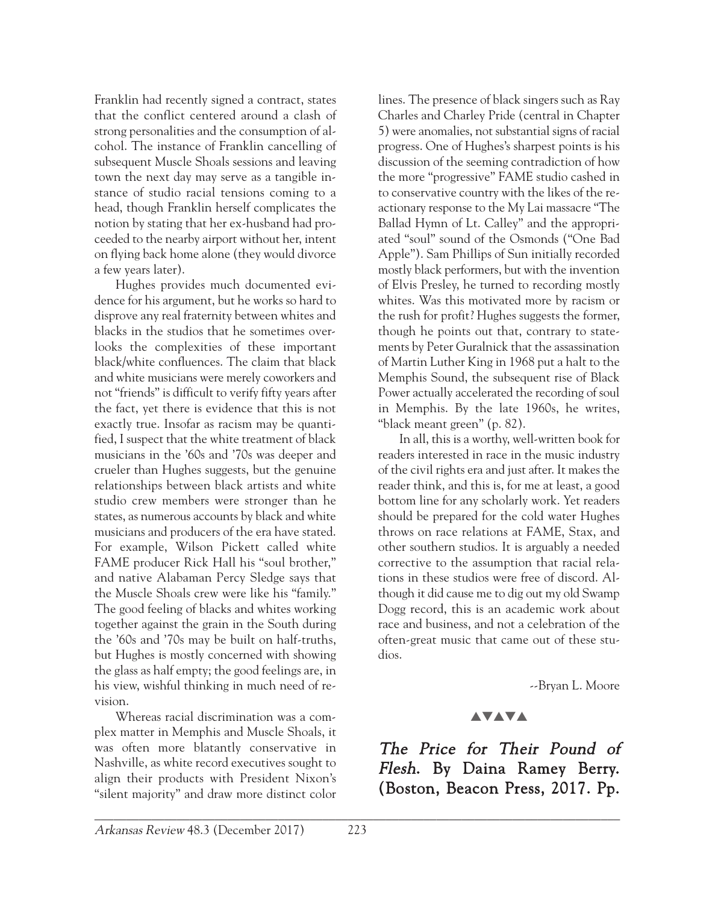Franklin had recently signed a contract, states that the conflict centered around a clash of strong personalities and the consumption of alcohol. The instance of Franklin cancelling of subsequent Muscle Shoals sessions and leaving town the next day may serve as a tangible instance of studio racial tensions coming to a head, though Franklin herself complicates the notion by stating that her ex-husband had proceeded to the nearby airport without her, intent on flying back home alone (they would divorce a few years later).

Hughes provides much documented evidence for his argument, but he works so hard to disprove any real fraternity between whites and blacks in the studios that he sometimes overlooks the complexities of these important black/white confluences. The claim that black and white musicians were merely coworkers and not "friends" is difficult to verify fifty years after the fact, yet there is evidence that this is not exactly true. Insofar as racism may be quantified, I suspect that the white treatment of black musicians in the '60s and '70s was deeper and crueler than Hughes suggests, but the genuine relationships between black artists and white studio crew members were stronger than he states, as numerous accounts by black and white musicians and producers of the era have stated. For example, Wilson Pickett called white FAME producer Rick Hall his "soul brother," and native Alabaman Percy Sledge says that the Muscle Shoals crew were like his "family." The good feeling of blacks and whites working together against the grain in the South during the '60s and '70s may be built on half-truths, but Hughes is mostly concerned with showing the glass as half empty; the good feelings are, in his view, wishful thinking in much need of revision.

Whereas racial discrimination was a complex matter in Memphis and Muscle Shoals, it was often more blatantly conservative in Nashville, as white record executives sought to align their products with President Nixon's "silent majority" and draw more distinct color lines. The presence of black singers such as Ray Charles and Charley Pride (central in Chapter 5) were anomalies, not substantial signs of racial progress. One of Hughes's sharpest points is his discussion of the seeming contradiction of how the more "progressive" FAME studio cashed in to conservative country with the likes of the reactionary response to the My Lai massacre "The Ballad Hymn of Lt. Calley" and the appropriated "soul" sound of the Osmonds ("One Bad Apple"). Sam Phillips of Sun initially recorded mostly black performers, but with the invention of Elvis Presley, he turned to recording mostly whites. Was this motivated more by racism or the rush for profit? Hughes suggests the former, though he points out that, contrary to statements by Peter Guralnick that the assassination of Martin Luther King in 1968 put a halt to the Memphis Sound, the subsequent rise of Black Power actually accelerated the recording of soul in Memphis. By the late 1960s, he writes, "black meant green" (p. 82).

In all, this is a worthy, well-written book for readers interested in race in the music industry of the civil rights era and just after. It makes the reader think, and this is, for me at least, a good bottom line for any scholarly work. Yet readers should be prepared for the cold water Hughes throws on race relations at FAME, Stax, and other southern studios. It is arguably a needed corrective to the assumption that racial relations in these studios were free of discord. Although it did cause me to dig out my old Swamp Dogg record, this is an academic work about race and business, and not a celebration of the often-great music that came out of these studios.

--Bryan L. Moore

▲▼▲▼▲

***The Price for Their Pound of Flesh*. By Daina Ramey Berry. (Boston, Beacon Press, 2017. Pp.**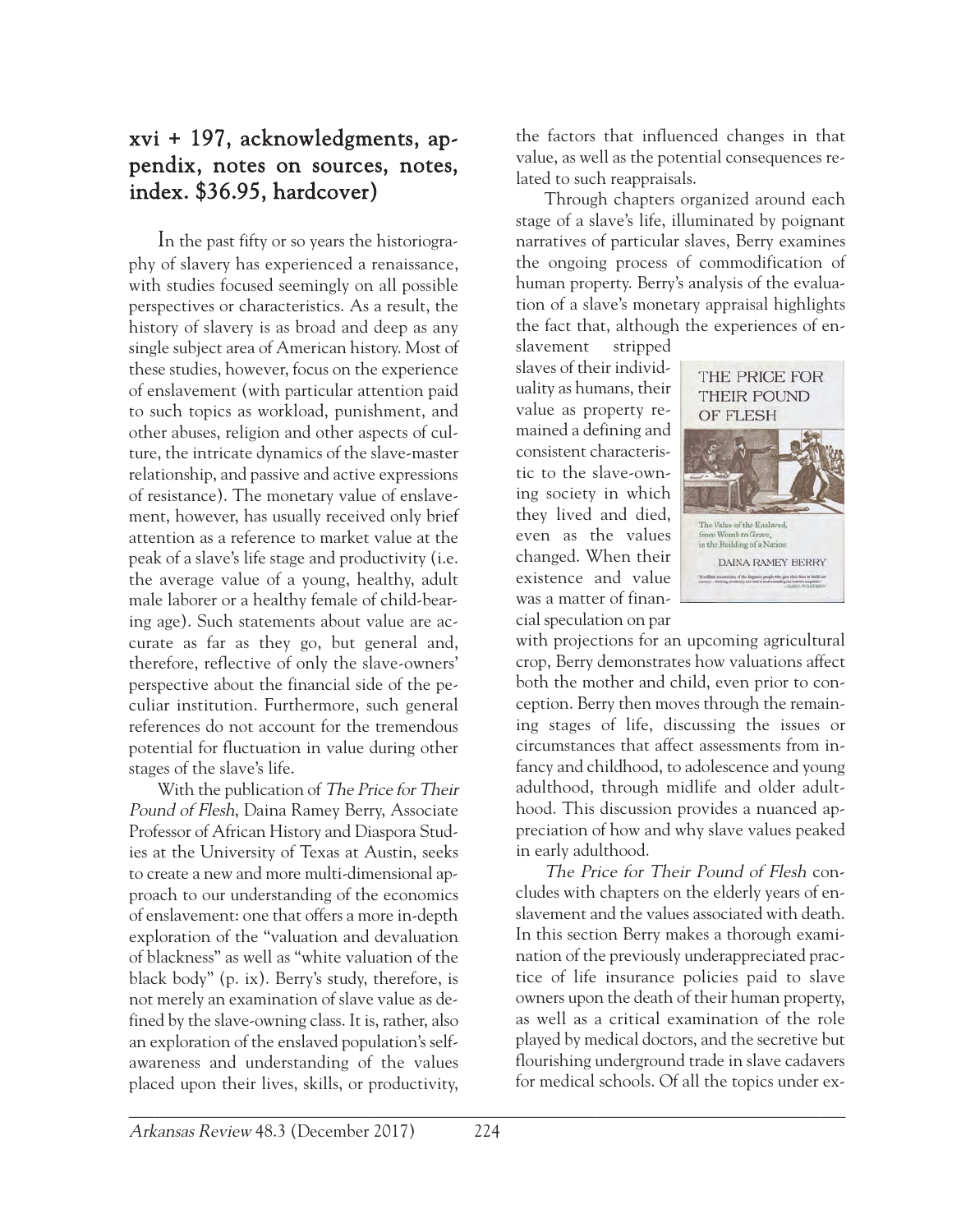**xvi + 197, acknowledgments, appendix, notes on sources, notes, index. $36.95, hardcover)**

In the past fifty or so years the historiography of slavery has experienced a renaissance, with studies focused seemingly on all possible perspectives or characteristics. As a result, the history of slavery is as broad and deep as any single subject area of American history. Most of these studies, however, focus on the experience of enslavement (with particular attention paid to such topics as workload, punishment, and other abuses, religion and other aspects of culture, the intricate dynamics of the slave-master relationship, and passive and active expressions of resistance). The monetary value of enslavement, however, has usually received only brief attention as a reference to market value at the peak of a slave's life stage and productivity (i.e. the average value of a young, healthy, adult male laborer or a healthy female of child-bearing age). Such statements about value are accurate as far as they go, but general and, therefore, reflective of only the slave-owners' perspective about the financial side of the peculiar institution. Furthermore, such general references do not account for the tremendous potential for fluctuation in value during other stages of the slave's life.

With the publication of *The Price for Their Pound of Flesh*, Daina Ramey Berry, Associate Professor of African History and Diaspora Studies at the University of Texas at Austin, seeks to create a new and more multi-dimensional approach to our understanding of the economics of enslavement: one that offers a more in-depth exploration of the "valuation and devaluation of blackness" as well as "white valuation of the black body" (p. ix). Berry's study, therefore, is not merely an examination of slave value as defined by the slave-owning class. It is, rather, also an exploration of the enslaved population's self-awareness and understanding of the values placed upon their lives, skills, or productivity, the factors that influenced changes in that value, as well as the potential consequences related to such reappraisals.

Through chapters organized around each stage of a slave's life, illuminated by poignant narratives of particular slaves, Berry examines the ongoing process of commodification of human property. Berry's analysis of the evaluation of a slave's monetary appraisal highlights the fact that, although the experiences of enslavement stripped slaves of their individuality as humans, their value as property remained a defining and consistent characteristic to the slave-owning society in which they lived and died, even as the values changed. When their existence and value was a matter of financial speculation on par with projections for an upcoming agricultural crop, Berry demonstrates how valuations affect both the mother and child, even prior to conception. Berry then moves through the remaining stages of life, discussing the issues or circumstances that affect assessments from infancy and childhood, to adolescence and young adulthood, through midlife and older adulthood. This discussion provides a nuanced appreciation of how and why slave values peaked in early adulthood.

*The Price for Their Pound of Flesh* concludes with chapters on the elderly years of enslavement and the values associated with death. In this section Berry makes a thorough examination of the previously underappreciated practice of life insurance policies paid to slave owners upon the death of their human property, as well as a critical examination of the role played by medical doctors, and the secretive but flourishing underground trade in slave cadavers for medical schools. Of all the topics under ex-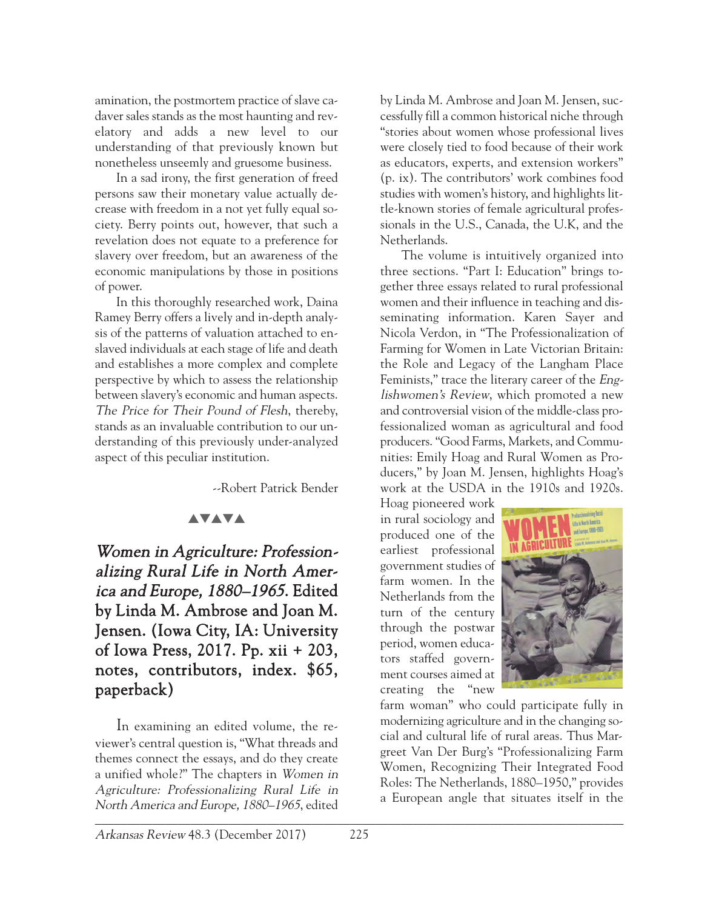amination, the postmortem practice of slave cadaver sales stands as the most haunting and revelatory and adds a new level to our understanding of that previously known but nonetheless unseemly and gruesome business.

In a sad irony, the first generation of freed persons saw their monetary value actually decrease with freedom in a not yet fully equal society. Berry points out, however, that such a revelation does not equate to a preference for slavery over freedom, but an awareness of the economic manipulations by those in positions of power.

In this thoroughly researched work, Daina Ramey Berry offers a lively and in-depth analysis of the patterns of valuation attached to enslaved individuals at each stage of life and death and establishes a more complex and complete perspective by which to assess the relationship between slavery's economic and human aspects. *The Price for Their Pound of Flesh*, thereby, stands as an invaluable contribution to our understanding of this previously under-analyzed aspect of this peculiar institution.

--Robert Patrick Bender

▲▼▲▼▲

## *Women in Agriculture: Professionalizing Rural Life in North America and Europe, 1880–1965*. Edited by Linda M. Ambrose and Joan M. Jensen. (Iowa City, IA: University of Iowa Press, 2017. Pp. xii + 203, notes, contributors, index. $65, paperback)

In examining an edited volume, the reviewer's central question is, "What threads and themes connect the essays, and do they create a unified whole?" The chapters in *Women in Agriculture: Professionalizing Rural Life in North America and Europe, 1880–1965*, edited by Linda M. Ambrose and Joan M. Jensen, successfully fill a common historical niche through "stories about women whose professional lives were closely tied to food because of their work as educators, experts, and extension workers" (p. ix). The contributors' work combines food studies with women's history, and highlights little-known stories of female agricultural professionals in the U.S., Canada, the U.K, and the Netherlands.

The volume is intuitively organized into three sections. "Part I: Education" brings together three essays related to rural professional women and their influence in teaching and disseminating information. Karen Sayer and Nicola Verdon, in "The Professionalization of Farming for Women in Late Victorian Britain: the Role and Legacy of the Langham Place Feminists," trace the literary career of the *Englishwomen's Review*, which promoted a new and controversial vision of the middle-class professionalized woman as agricultural and food producers. "Good Farms, Markets, and Communities: Emily Hoag and Rural Women as Producers," by Joan M. Jensen, highlights Hoag's work at the USDA in the 1910s and 1920s. Hoag pioneered work in rural sociology and produced one of the earliest professional government studies of farm women. In the Netherlands from the turn of the century through the postwar period, women educators staffed government courses aimed at creating the "new farm woman" who could participate fully in modernizing agriculture and in the changing social and cultural life of rural areas. Thus Margreet Van Der Burg's "Professionalizing Farm Women, Recognizing Their Integrated Food Roles: The Netherlands, 1880–1950," provides a European angle that situates itself in the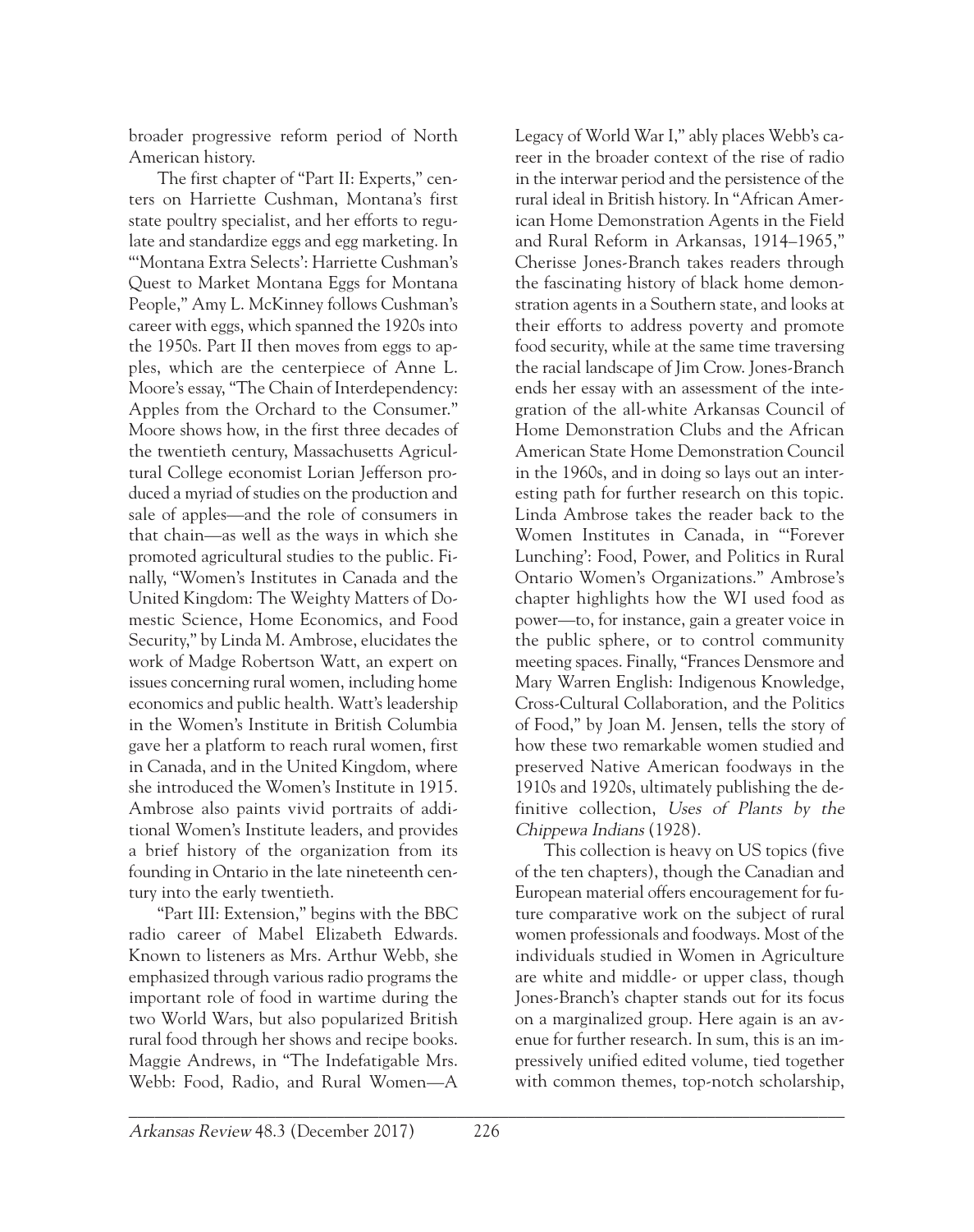broader progressive reform period of North American history.

The first chapter of "Part II: Experts," centers on Harriette Cushman, Montana's first state poultry specialist, and her efforts to regulate and standardize eggs and egg marketing. In "'Montana Extra Selects': Harriette Cushman's Quest to Market Montana Eggs for Montana People," Amy L. McKinney follows Cushman's career with eggs, which spanned the 1920s into the 1950s. Part II then moves from eggs to apples, which are the centerpiece of Anne L. Moore's essay, "The Chain of Interdependency: Apples from the Orchard to the Consumer." Moore shows how, in the first three decades of the twentieth century, Massachusetts Agricultural College economist Lorian Jefferson produced a myriad of studies on the production and sale of apples—and the role of consumers in that chain—as well as the ways in which she promoted agricultural studies to the public. Finally, "Women's Institutes in Canada and the United Kingdom: The Weighty Matters of Domestic Science, Home Economics, and Food Security," by Linda M. Ambrose, elucidates the work of Madge Robertson Watt, an expert on issues concerning rural women, including home economics and public health. Watt's leadership in the Women's Institute in British Columbia gave her a platform to reach rural women, first in Canada, and in the United Kingdom, where she introduced the Women's Institute in 1915. Ambrose also paints vivid portraits of additional Women's Institute leaders, and provides a brief history of the organization from its founding in Ontario in the late nineteenth century into the early twentieth.

"Part III: Extension," begins with the BBC radio career of Mabel Elizabeth Edwards. Known to listeners as Mrs. Arthur Webb, she emphasized through various radio programs the important role of food in wartime during the two World Wars, but also popularized British rural food through her shows and recipe books. Maggie Andrews, in "The Indefatigable Mrs. Webb: Food, Radio, and Rural Women—A Legacy of World War I," ably places Webb's career in the broader context of the rise of radio in the interwar period and the persistence of the rural ideal in British history. In "African American Home Demonstration Agents in the Field and Rural Reform in Arkansas, 1914–1965," Cherisse Jones-Branch takes readers through the fascinating history of black home demonstration agents in a Southern state, and looks at their efforts to address poverty and promote food security, while at the same time traversing the racial landscape of Jim Crow. Jones-Branch ends her essay with an assessment of the integration of the all-white Arkansas Council of Home Demonstration Clubs and the African American State Home Demonstration Council in the 1960s, and in doing so lays out an interesting path for further research on this topic. Linda Ambrose takes the reader back to the Women Institutes in Canada, in "'Forever Lunching': Food, Power, and Politics in Rural Ontario Women's Organizations." Ambrose's chapter highlights how the WI used food as power—to, for instance, gain a greater voice in the public sphere, or to control community meeting spaces. Finally, "Frances Densmore and Mary Warren English: Indigenous Knowledge, Cross-Cultural Collaboration, and the Politics of Food," by Joan M. Jensen, tells the story of how these two remarkable women studied and preserved Native American foodways in the 1910s and 1920s, ultimately publishing the definitive collection, *Uses of Plants by the Chippewa Indians* (1928).

This collection is heavy on US topics (five of the ten chapters), though the Canadian and European material offers encouragement for future comparative work on the subject of rural women professionals and foodways. Most of the individuals studied in Women in Agriculture are white and middle- or upper class, though Jones-Branch's chapter stands out for its focus on a marginalized group. Here again is an avenue for further research. In sum, this is an impressively unified edited volume, tied together with common themes, top-notch scholarship,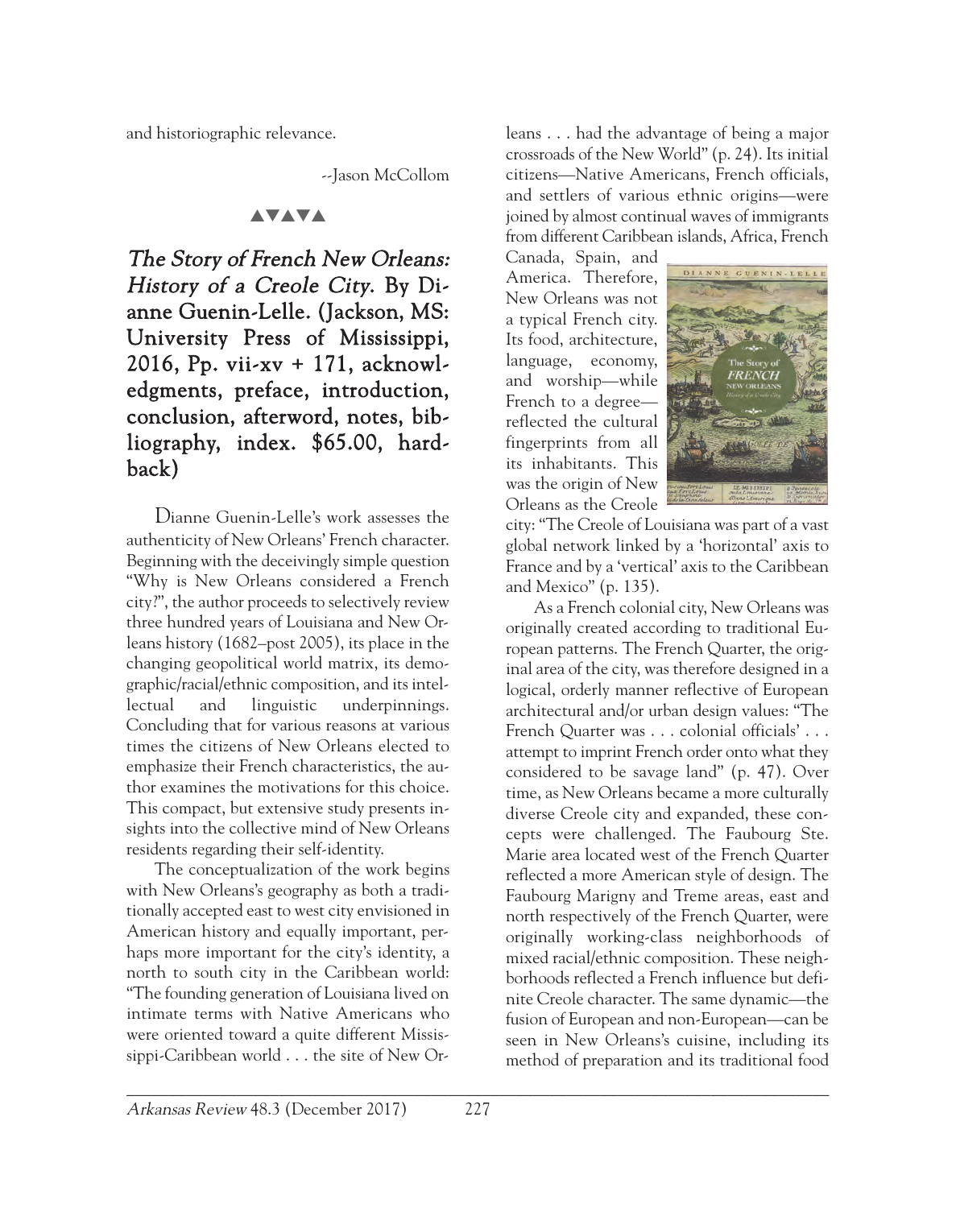and historiographic relevance.

--Jason McCollom

▲▼▲▼▲

## *The Story of French New Orleans: History of a Creole City.* By Dianne Guenin-Lelle. (Jackson, MS: University Press of Mississippi, 2016, Pp. vii-xv + 171, acknowledgments, preface, introduction, conclusion, afterword, notes, bibliography, index. $65.00, hardback)

Dianne Guenin-Lelle's work assesses the authenticity of New Orleans' French character. Beginning with the deceivingly simple question "Why is New Orleans considered a French city?", the author proceeds to selectively review three hundred years of Louisiana and New Orleans history (1682–post 2005), its place in the changing geopolitical world matrix, its demographic/racial/ethnic composition, and its intellectual and linguistic underpinnings. Concluding that for various reasons at various times the citizens of New Orleans elected to emphasize their French characteristics, the author examines the motivations for this choice. This compact, but extensive study presents insights into the collective mind of New Orleans residents regarding their self-identity.

The conceptualization of the work begins with New Orleans's geography as both a traditionally accepted east to west city envisioned in American history and equally important, perhaps more important for the city's identity, a north to south city in the Caribbean world: "The founding generation of Louisiana lived on intimate terms with Native Americans who were oriented toward a quite different Mississippi-Caribbean world . . . the site of New Orleans . . . had the advantage of being a major crossroads of the New World" (p. 24). Its initial citizens—Native Americans, French officials, and settlers of various ethnic origins—were joined by almost continual waves of immigrants from different Caribbean islands, Africa, French Canada, Spain, and America. Therefore, New Orleans was not a typical French city. Its food, architecture, language, economy, and worship—while French to a degree—reflected the cultural fingerprints from all its inhabitants. This was the origin of New Orleans as the Creole city: "The Creole of Louisiana was part of a vast global network linked by a 'horizontal' axis to France and by a 'vertical' axis to the Caribbean and Mexico" (p. 135).

As a French colonial city, New Orleans was originally created according to traditional European patterns. The French Quarter, the original area of the city, was therefore designed in a logical, orderly manner reflective of European architectural and/or urban design values: "The French Quarter was . . . colonial officials' . . . attempt to imprint French order onto what they considered to be savage land" (p. 47). Over time, as New Orleans became a more culturally diverse Creole city and expanded, these concepts were challenged. The Faubourg Ste. Marie area located west of the French Quarter reflected a more American style of design. The Faubourg Marigny and Treme areas, east and north respectively of the French Quarter, were originally working-class neighborhoods of mixed racial/ethnic composition. These neighborhoods reflected a French influence but definite Creole character. The same dynamic—the fusion of European and non-European—can be seen in New Orleans's cuisine, including its method of preparation and its traditional food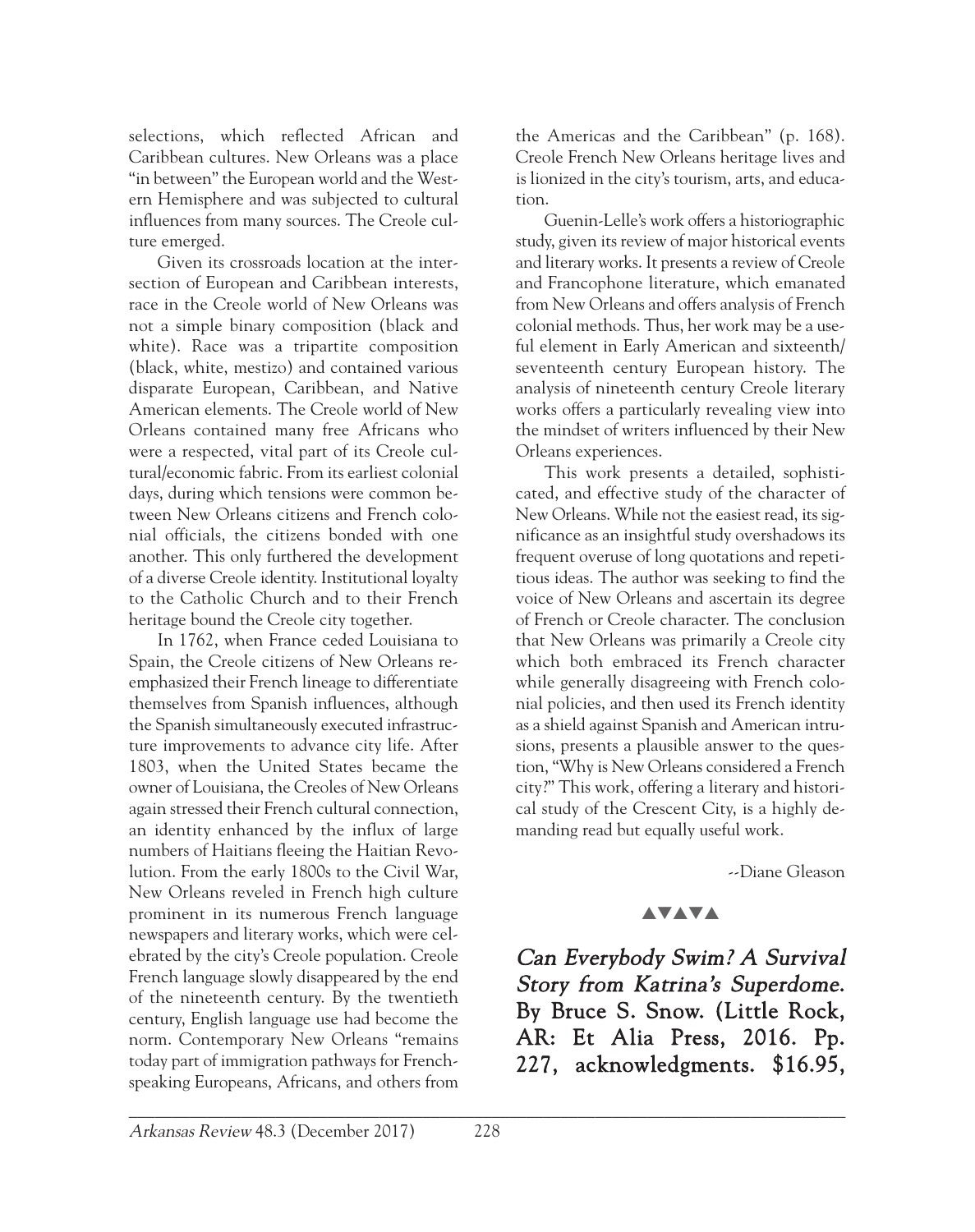selections, which reflected African and Caribbean cultures. New Orleans was a place "in between" the European world and the Western Hemisphere and was subjected to cultural influences from many sources. The Creole culture emerged.

Given its crossroads location at the intersection of European and Caribbean interests, race in the Creole world of New Orleans was not a simple binary composition (black and white). Race was a tripartite composition (black, white, mestizo) and contained various disparate European, Caribbean, and Native American elements. The Creole world of New Orleans contained many free Africans who were a respected, vital part of its Creole cultural/economic fabric. From its earliest colonial days, during which tensions were common between New Orleans citizens and French colonial officials, the citizens bonded with one another. This only furthered the development of a diverse Creole identity. Institutional loyalty to the Catholic Church and to their French heritage bound the Creole city together.

In 1762, when France ceded Louisiana to Spain, the Creole citizens of New Orleans reemphasized their French lineage to differentiate themselves from Spanish influences, although the Spanish simultaneously executed infrastructure improvements to advance city life. After 1803, when the United States became the owner of Louisiana, the Creoles of New Orleans again stressed their French cultural connection, an identity enhanced by the influx of large numbers of Haitians fleeing the Haitian Revolution. From the early 1800s to the Civil War, New Orleans reveled in French high culture prominent in its numerous French language newspapers and literary works, which were celebrated by the city's Creole population. Creole French language slowly disappeared by the end of the nineteenth century. By the twentieth century, English language use had become the norm. Contemporary New Orleans "remains today part of immigration pathways for French-speaking Europeans, Africans, and others from the Americas and the Caribbean" (p. 168). Creole French New Orleans heritage lives and is lionized in the city's tourism, arts, and education.

Guenin-Lelle's work offers a historiographic study, given its review of major historical events and literary works. It presents a review of Creole and Francophone literature, which emanated from New Orleans and offers analysis of French colonial methods. Thus, her work may be a useful element in Early American and sixteenth/seventeenth century European history. The analysis of nineteenth century Creole literary works offers a particularly revealing view into the mindset of writers influenced by their New Orleans experiences.

This work presents a detailed, sophisticated, and effective study of the character of New Orleans. While not the easiest read, its significance as an insightful study overshadows its frequent overuse of long quotations and repetitious ideas. The author was seeking to find the voice of New Orleans and ascertain its degree of French or Creole character. The conclusion that New Orleans was primarily a Creole city which both embraced its French character while generally disagreeing with French colonial policies, and then used its French identity as a shield against Spanish and American intrusions, presents a plausible answer to the question, "Why is New Orleans considered a French city?" This work, offering a literary and historical study of the Crescent City, is a highly demanding read but equally useful work.

--Diane Gleason

▲▼▲▼▲

***Can Everybody Swim? A Survival Story from Katrina's Superdome.* By Bruce S. Snow. (Little Rock, AR: Et Alia Press, 2016. Pp. 227, acknowledgments. $16.95,**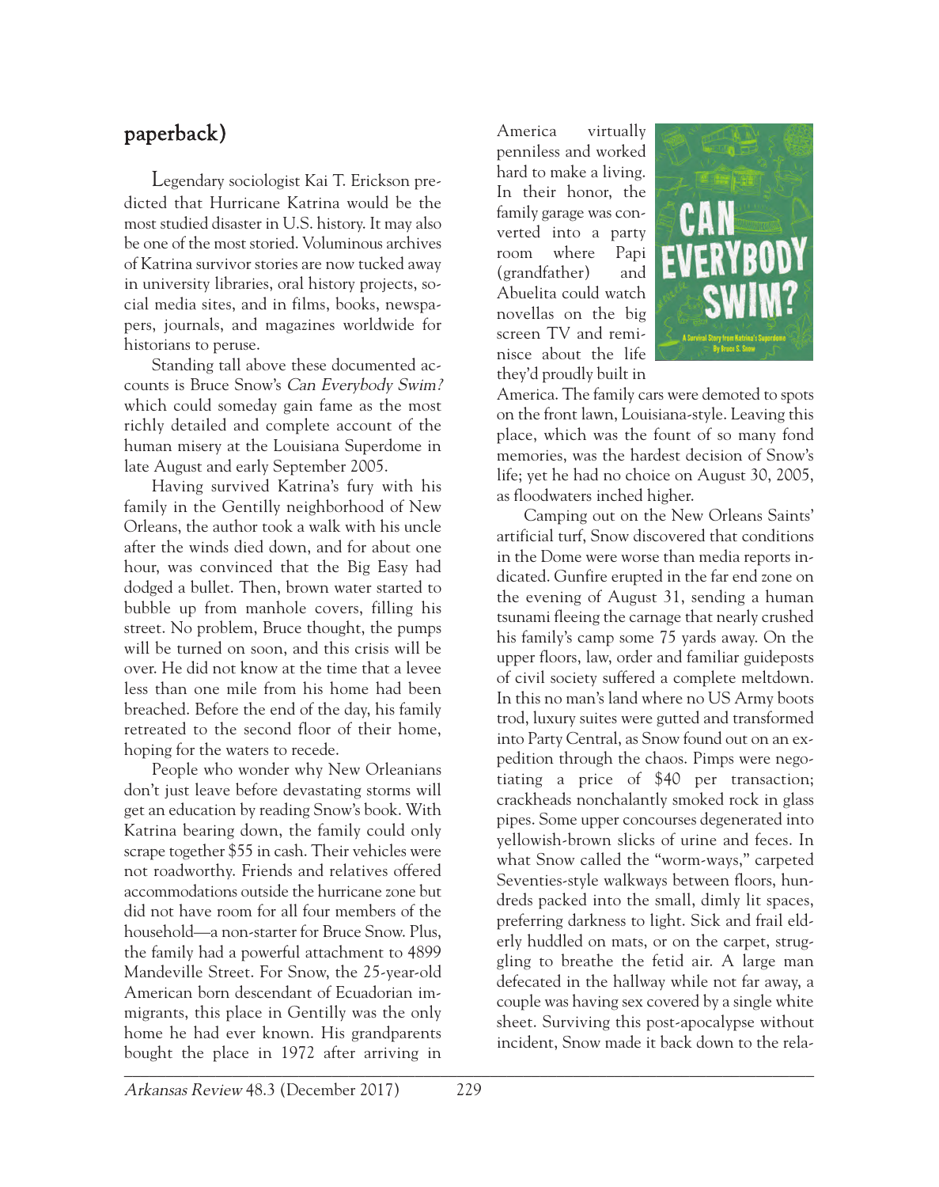paperback)

Legendary sociologist Kai T. Erickson predicted that Hurricane Katrina would be the most studied disaster in U.S. history. It may also be one of the most storied. Voluminous archives of Katrina survivor stories are now tucked away in university libraries, oral history projects, social media sites, and in films, books, newspapers, journals, and magazines worldwide for historians to peruse.

Standing tall above these documented accounts is Bruce Snow's *Can Everybody Swim?* which could someday gain fame as the most richly detailed and complete account of the human misery at the Louisiana Superdome in late August and early September 2005.

Having survived Katrina's fury with his family in the Gentilly neighborhood of New Orleans, the author took a walk with his uncle after the winds died down, and for about one hour, was convinced that the Big Easy had dodged a bullet. Then, brown water started to bubble up from manhole covers, filling his street. No problem, Bruce thought, the pumps will be turned on soon, and this crisis will be over. He did not know at the time that a levee less than one mile from his home had been breached. Before the end of the day, his family retreated to the second floor of their home, hoping for the waters to recede.

People who wonder why New Orleanians don't just leave before devastating storms will get an education by reading Snow's book. With Katrina bearing down, the family could only scrape together $55 in cash. Their vehicles were not roadworthy. Friends and relatives offered accommodations outside the hurricane zone but did not have room for all four members of the household—a non-starter for Bruce Snow. Plus, the family had a powerful attachment to 4899 Mandeville Street. For Snow, the 25-year-old American born descendant of Ecuadorian immigrants, this place in Gentilly was the only home he had ever known. His grandparents bought the place in 1972 after arriving in America virtually penniless and worked hard to make a living. In their honor, the family garage was converted into a party room where Papi (grandfather) and Abuelita could watch novellas on the big screen TV and reminisce about the life they'd proudly built in America. The family cars were demoted to spots on the front lawn, Louisiana-style. Leaving this place, which was the fount of so many fond memories, was the hardest decision of Snow's life; yet he had no choice on August 30, 2005, as floodwaters inched higher.

Camping out on the New Orleans Saints' artificial turf, Snow discovered that conditions in the Dome were worse than media reports indicated. Gunfire erupted in the far end zone on the evening of August 31, sending a human tsunami fleeing the carnage that nearly crushed his family's camp some 75 yards away. On the upper floors, law, order and familiar guideposts of civil society suffered a complete meltdown. In this no man's land where no US Army boots trod, luxury suites were gutted and transformed into Party Central, as Snow found out on an expedition through the chaos. Pimps were negotiating a price of $40 per transaction; crackheads nonchalantly smoked rock in glass pipes. Some upper concourses degenerated into yellowish-brown slicks of urine and feces. In what Snow called the "worm-ways," carpeted Seventies-style walkways between floors, hundreds packed into the small, dimly lit spaces, preferring darkness to light. Sick and frail elderly huddled on mats, or on the carpet, struggling to breathe the fetid air. A large man defecated in the hallway while not far away, a couple was having sex covered by a single white sheet. Surviving this post-apocalypse without incident, Snow made it back down to the rela-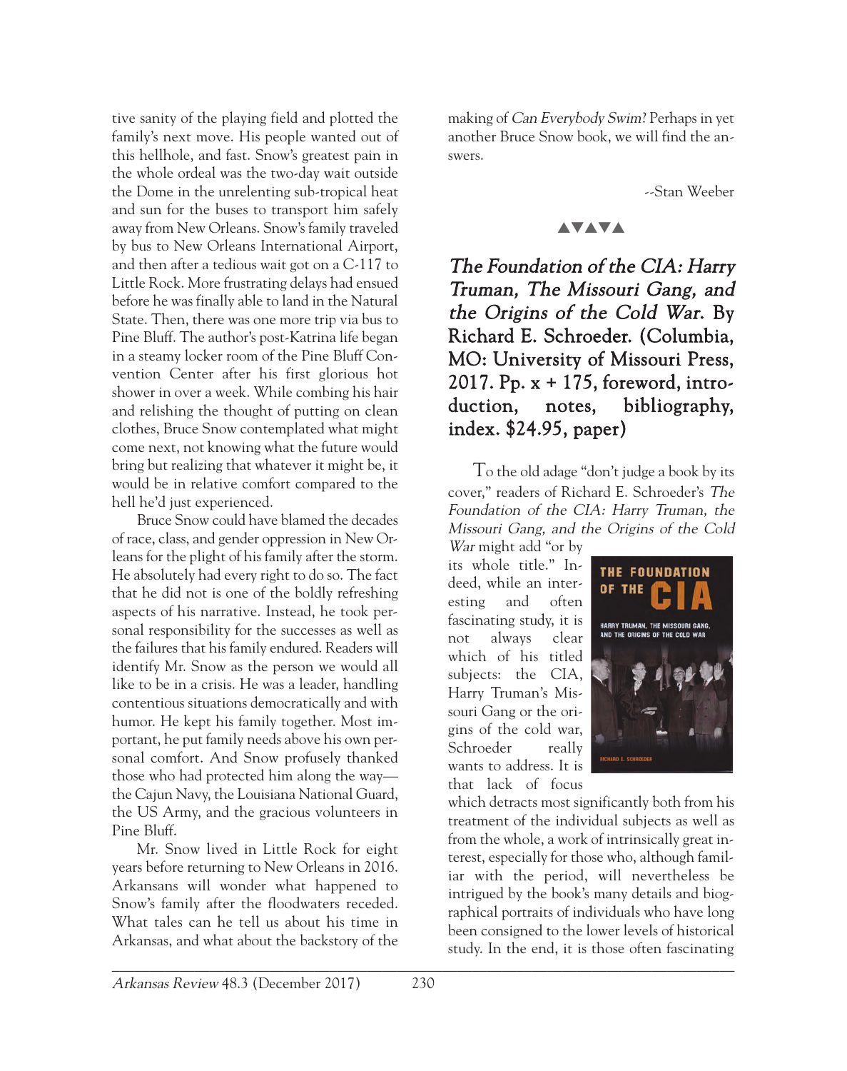tive sanity of the playing field and plotted the family's next move. His people wanted out of this hellhole, and fast. Snow's greatest pain in the whole ordeal was the two-day wait outside the Dome in the unrelenting sub-tropical heat and sun for the buses to transport him safely away from New Orleans. Snow's family traveled by bus to New Orleans International Airport, and then after a tedious wait got on a C-117 to Little Rock. More frustrating delays had ensued before he was finally able to land in the Natural State. Then, there was one more trip via bus to Pine Bluff. The author's post-Katrina life began in a steamy locker room of the Pine Bluff Convention Center after his first glorious hot shower in over a week. While combing his hair and relishing the thought of putting on clean clothes, Bruce Snow contemplated what might come next, not knowing what the future would bring but realizing that whatever it might be, it would be in relative comfort compared to the hell he'd just experienced.

Bruce Snow could have blamed the decades of race, class, and gender oppression in New Orleans for the plight of his family after the storm. He absolutely had every right to do so. The fact that he did not is one of the boldly refreshing aspects of his narrative. Instead, he took personal responsibility for the successes as well as the failures that his family endured. Readers will identify Mr. Snow as the person we would all like to be in a crisis. He was a leader, handling contentious situations democratically and with humor. He kept his family together. Most important, he put family needs above his own personal comfort. And Snow profusely thanked those who had protected him along the way—the Cajun Navy, the Louisiana National Guard, the US Army, and the gracious volunteers in Pine Bluff.

Mr. Snow lived in Little Rock for eight years before returning to New Orleans in 2016. Arkansans will wonder what happened to Snow's family after the floodwaters receded. What tales can he tell us about his time in Arkansas, and what about the backstory of the making of *Can Everybody Swim*? Perhaps in yet another Bruce Snow book, we will find the answers.

--Stan Weeber

▲▼▲▼▲

## *The Foundation of the CIA: Harry Truman, The Missouri Gang, and the Origins of the Cold War*. By Richard E. Schroeder. (Columbia, MO: University of Missouri Press, 2017. Pp. x + 175, foreword, introduction, notes, bibliography, index. $24.95, paper)

To the old adage "don't judge a book by its cover," readers of Richard E. Schroeder's *The Foundation of the CIA: Harry Truman, the Missouri Gang, and the Origins of the Cold War* might add "or by its whole title." Indeed, while an interesting and often fascinating study, it is not always clear which of his titled subjects: the CIA, Harry Truman's Missouri Gang or the origins of the cold war, Schroeder really wants to address. It is that lack of focus which detracts most significantly both from his treatment of the individual subjects as well as from the whole, a work of intrinsically great interest, especially for those who, although familiar with the period, will nevertheless be intrigued by the book's many details and biographical portraits of individuals who have long been consigned to the lower levels of historical study. In the end, it is those often fascinating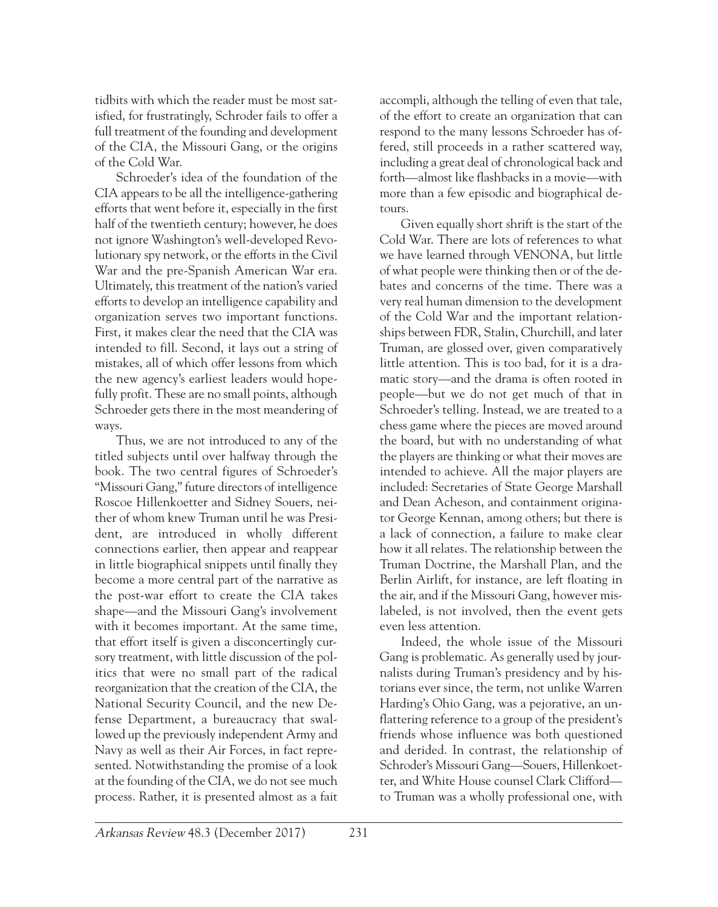tidbits with which the reader must be most satisfied, for frustratingly, Schroder fails to offer a full treatment of the founding and development of the CIA, the Missouri Gang, or the origins of the Cold War.

Schroeder's idea of the foundation of the CIA appears to be all the intelligence-gathering efforts that went before it, especially in the first half of the twentieth century; however, he does not ignore Washington's well-developed Revolutionary spy network, or the efforts in the Civil War and the pre-Spanish American War era. Ultimately, this treatment of the nation's varied efforts to develop an intelligence capability and organization serves two important functions. First, it makes clear the need that the CIA was intended to fill. Second, it lays out a string of mistakes, all of which offer lessons from which the new agency's earliest leaders would hopefully profit. These are no small points, although Schroeder gets there in the most meandering of ways.

Thus, we are not introduced to any of the titled subjects until over halfway through the book. The two central figures of Schroeder's "Missouri Gang," future directors of intelligence Roscoe Hillenkoetter and Sidney Souers, neither of whom knew Truman until he was President, are introduced in wholly different connections earlier, then appear and reappear in little biographical snippets until finally they become a more central part of the narrative as the post-war effort to create the CIA takes shape—and the Missouri Gang's involvement with it becomes important. At the same time, that effort itself is given a disconcertingly cursory treatment, with little discussion of the politics that were no small part of the radical reorganization that the creation of the CIA, the National Security Council, and the new Defense Department, a bureaucracy that swallowed up the previously independent Army and Navy as well as their Air Forces, in fact represented. Notwithstanding the promise of a look at the founding of the CIA, we do not see much process. Rather, it is presented almost as a fait accompli, although the telling of even that tale, of the effort to create an organization that can respond to the many lessons Schroeder has offered, still proceeds in a rather scattered way, including a great deal of chronological back and forth—almost like flashbacks in a movie—with more than a few episodic and biographical detours.

Given equally short shrift is the start of the Cold War. There are lots of references to what we have learned through VENONA, but little of what people were thinking then or of the debates and concerns of the time. There was a very real human dimension to the development of the Cold War and the important relationships between FDR, Stalin, Churchill, and later Truman, are glossed over, given comparatively little attention. This is too bad, for it is a dramatic story—and the drama is often rooted in people—but we do not get much of that in Schroeder's telling. Instead, we are treated to a chess game where the pieces are moved around the board, but with no understanding of what the players are thinking or what their moves are intended to achieve. All the major players are included: Secretaries of State George Marshall and Dean Acheson, and containment originator George Kennan, among others; but there is a lack of connection, a failure to make clear how it all relates. The relationship between the Truman Doctrine, the Marshall Plan, and the Berlin Airlift, for instance, are left floating in the air, and if the Missouri Gang, however mislabeled, is not involved, then the event gets even less attention.

Indeed, the whole issue of the Missouri Gang is problematic. As generally used by journalists during Truman's presidency and by historians ever since, the term, not unlike Warren Harding's Ohio Gang, was a pejorative, an unflattering reference to a group of the president's friends whose influence was both questioned and derided. In contrast, the relationship of Schroder's Missouri Gang—Souers, Hillenkoetter, and White House counsel Clark Clifford—to Truman was a wholly professional one, with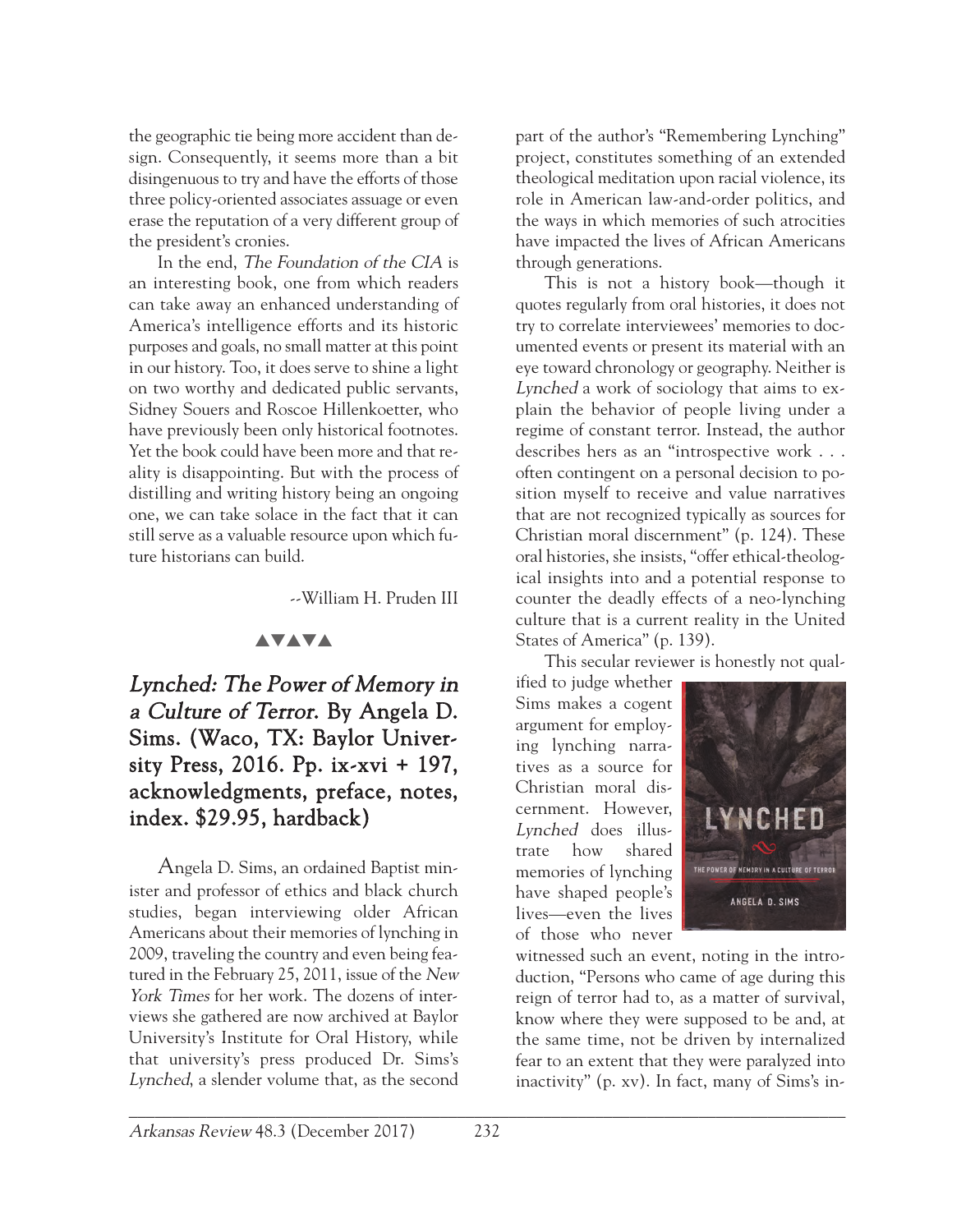the geographic tie being more accident than design. Consequently, it seems more than a bit disingenuous to try and have the efforts of those three policy-oriented associates assuage or even erase the reputation of a very different group of the president's cronies.

In the end, *The Foundation of the CIA* is an interesting book, one from which readers can take away an enhanced understanding of America's intelligence efforts and its historic purposes and goals, no small matter at this point in our history. Too, it does serve to shine a light on two worthy and dedicated public servants, Sidney Souers and Roscoe Hillenkoetter, who have previously been only historical footnotes. Yet the book could have been more and that reality is disappointing. But with the process of distilling and writing history being an ongoing one, we can take solace in the fact that it can still serve as a valuable resource upon which future historians can build.

--William H. Pruden III

▲▼▲▼▲

## *Lynched: The Power of Memory in a Culture of Terror.* By Angela D. Sims. (Waco, TX: Baylor University Press, 2016. Pp. ix-xvi + 197, acknowledgments, preface, notes, index. $29.95, hardback)

Angela D. Sims, an ordained Baptist minister and professor of ethics and black church studies, began interviewing older African Americans about their memories of lynching in 2009, traveling the country and even being featured in the February 25, 2011, issue of the *New York Times* for her work. The dozens of interviews she gathered are now archived at Baylor University's Institute for Oral History, while that university's press produced Dr. Sims's *Lynched*, a slender volume that, as the second part of the author's "Remembering Lynching" project, constitutes something of an extended theological meditation upon racial violence, its role in American law-and-order politics, and the ways in which memories of such atrocities have impacted the lives of African Americans through generations.

This is not a history book—though it quotes regularly from oral histories, it does not try to correlate interviewees' memories to documented events or present its material with an eye toward chronology or geography. Neither is *Lynched* a work of sociology that aims to explain the behavior of people living under a regime of constant terror. Instead, the author describes hers as an "introspective work . . . often contingent on a personal decision to position myself to receive and value narratives that are not recognized typically as sources for Christian moral discernment" (p. 124). These oral histories, she insists, "offer ethical-theological insights into and a potential response to counter the deadly effects of a neo-lynching culture that is a current reality in the United States of America" (p. 139).

This secular reviewer is honestly not qualified to judge whether Sims makes a cogent argument for employing lynching narratives as a source for Christian moral discernment. However, *Lynched* does illustrate how shared memories of lynching have shaped people's lives—even the lives of those who never witnessed such an event, noting in the introduction, "Persons who came of age during this reign of terror had to, as a matter of survival, know where they were supposed to be and, at the same time, not be driven by internalized fear to an extent that they were paralyzed into inactivity" (p. xv). In fact, many of Sims's in-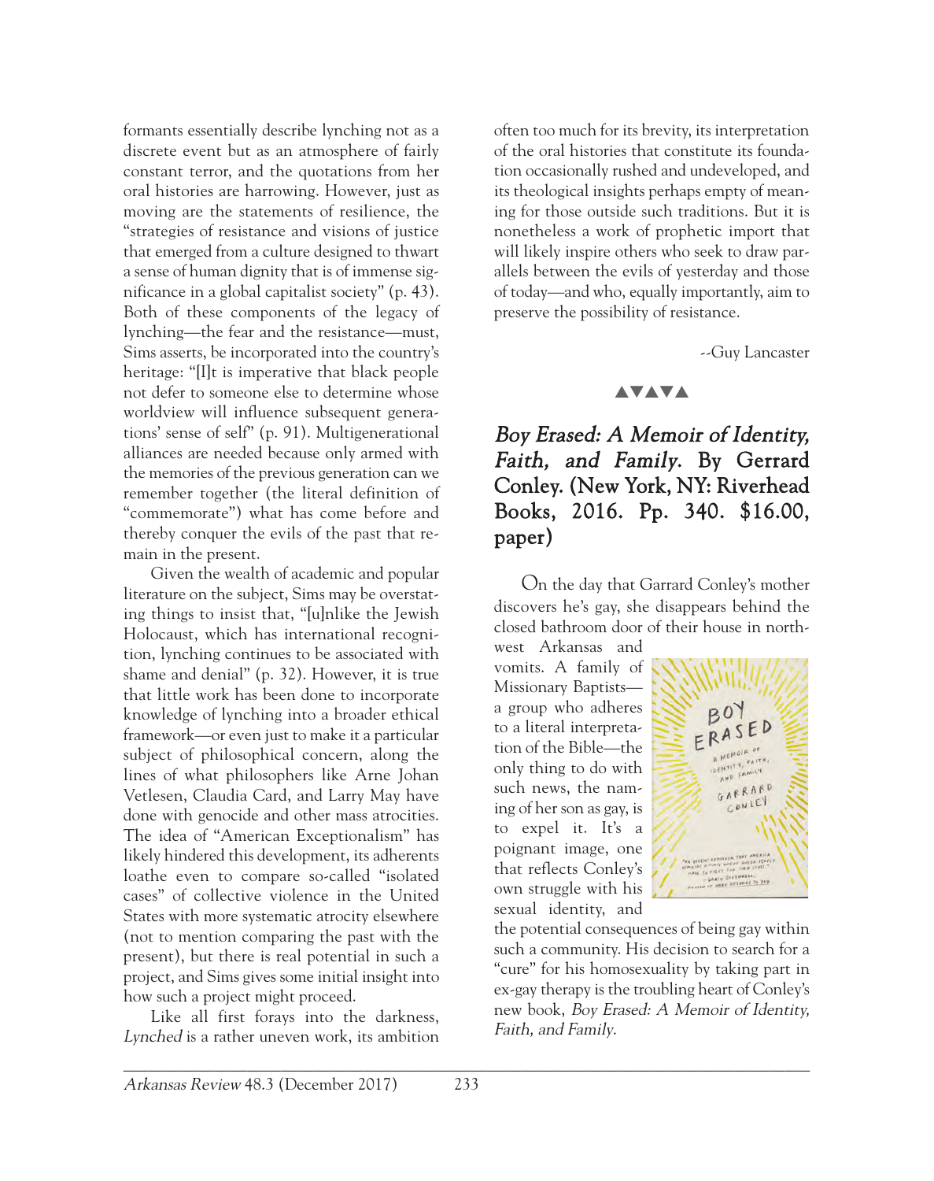formants essentially describe lynching not as a discrete event but as an atmosphere of fairly constant terror, and the quotations from her oral histories are harrowing. However, just as moving are the statements of resilience, the "strategies of resistance and visions of justice that emerged from a culture designed to thwart a sense of human dignity that is of immense significance in a global capitalist society" (p. 43). Both of these components of the legacy of lynching—the fear and the resistance—must, Sims asserts, be incorporated into the country's heritage: "[I]t is imperative that black people not defer to someone else to determine whose worldview will influence subsequent generations' sense of self" (p. 91). Multigenerational alliances are needed because only armed with the memories of the previous generation can we remember together (the literal definition of "commemorate") what has come before and thereby conquer the evils of the past that remain in the present.

Given the wealth of academic and popular literature on the subject, Sims may be overstating things to insist that, "[u]nlike the Jewish Holocaust, which has international recognition, lynching continues to be associated with shame and denial" (p. 32). However, it is true that little work has been done to incorporate knowledge of lynching into a broader ethical framework—or even just to make it a particular subject of philosophical concern, along the lines of what philosophers like Arne Johan Vetlesen, Claudia Card, and Larry May have done with genocide and other mass atrocities. The idea of "American Exceptionalism" has likely hindered this development, its adherents loathe even to compare so-called "isolated cases" of collective violence in the United States with more systematic atrocity elsewhere (not to mention comparing the past with the present), but there is real potential in such a project, and Sims gives some initial insight into how such a project might proceed.

Like all first forays into the darkness, *Lynched* is a rather uneven work, its ambition often too much for its brevity, its interpretation of the oral histories that constitute its foundation occasionally rushed and undeveloped, and its theological insights perhaps empty of meaning for those outside such traditions. But it is nonetheless a work of prophetic import that will likely inspire others who seek to draw parallels between the evils of yesterday and those of today—and who, equally importantly, aim to preserve the possibility of resistance.

--Guy Lancaster

▲▼▲▼▲

## *Boy Erased: A Memoir of Identity, Faith, and Family.* By Gerrard Conley. (New York, NY: Riverhead Books, 2016. Pp. 340. $16.00, paper)

On the day that Garrard Conley's mother discovers he's gay, she disappears behind the closed bathroom door of their house in northwest Arkansas and vomits. A family of Missionary Baptists—a group who adheres to a literal interpretation of the Bible—the only thing to do with such news, the naming of her son as gay, is to expel it. It's a poignant image, one that reflects Conley's own struggle with his sexual identity, and the potential consequences of being gay within such a community. His decision to search for a "cure" for his homosexuality by taking part in ex-gay therapy is the troubling heart of Conley's new book, *Boy Erased: A Memoir of Identity, Faith, and Family*.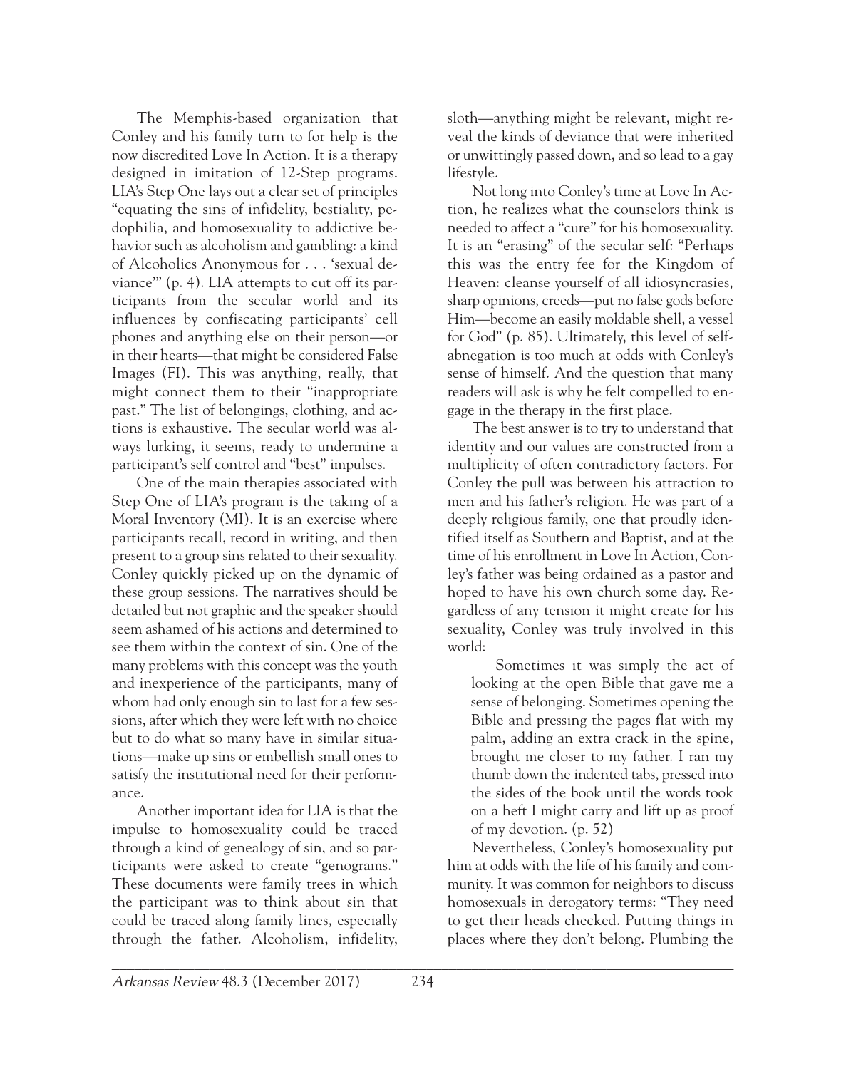The Memphis-based organization that Conley and his family turn to for help is the now discredited Love In Action. It is a therapy designed in imitation of 12-Step programs. LIA's Step One lays out a clear set of principles "equating the sins of infidelity, bestiality, pedophilia, and homosexuality to addictive behavior such as alcoholism and gambling: a kind of Alcoholics Anonymous for . . . 'sexual deviance'" (p. 4). LIA attempts to cut off its participants from the secular world and its influences by confiscating participants' cell phones and anything else on their person—or in their hearts—that might be considered False Images (FI). This was anything, really, that might connect them to their "inappropriate past." The list of belongings, clothing, and actions is exhaustive. The secular world was always lurking, it seems, ready to undermine a participant's self control and "best" impulses.

One of the main therapies associated with Step One of LIA's program is the taking of a Moral Inventory (MI). It is an exercise where participants recall, record in writing, and then present to a group sins related to their sexuality. Conley quickly picked up on the dynamic of these group sessions. The narratives should be detailed but not graphic and the speaker should seem ashamed of his actions and determined to see them within the context of sin. One of the many problems with this concept was the youth and inexperience of the participants, many of whom had only enough sin to last for a few sessions, after which they were left with no choice but to do what so many have in similar situations—make up sins or embellish small ones to satisfy the institutional need for their performance.

Another important idea for LIA is that the impulse to homosexuality could be traced through a kind of genealogy of sin, and so participants were asked to create "genograms." These documents were family trees in which the participant was to think about sin that could be traced along family lines, especially through the father. Alcoholism, infidelity, sloth—anything might be relevant, might reveal the kinds of deviance that were inherited or unwittingly passed down, and so lead to a gay lifestyle.

Not long into Conley's time at Love In Action, he realizes what the counselors think is needed to affect a "cure" for his homosexuality. It is an "erasing" of the secular self: "Perhaps this was the entry fee for the Kingdom of Heaven: cleanse yourself of all idiosyncrasies, sharp opinions, creeds—put no false gods before Him—become an easily moldable shell, a vessel for God" (p. 85). Ultimately, this level of self-abnegation is too much at odds with Conley's sense of himself. And the question that many readers will ask is why he felt compelled to engage in the therapy in the first place.

The best answer is to try to understand that identity and our values are constructed from a multiplicity of often contradictory factors. For Conley the pull was between his attraction to men and his father's religion. He was part of a deeply religious family, one that proudly identified itself as Southern and Baptist, and at the time of his enrollment in Love In Action, Conley's father was being ordained as a pastor and hoped to have his own church some day. Regardless of any tension it might create for his sexuality, Conley was truly involved in this world:

> Sometimes it was simply the act of looking at the open Bible that gave me a sense of belonging. Sometimes opening the Bible and pressing the pages flat with my palm, adding an extra crack in the spine, brought me closer to my father. I ran my thumb down the indented tabs, pressed into the sides of the book until the words took on a heft I might carry and lift up as proof of my devotion. (p. 52)

Nevertheless, Conley's homosexuality put him at odds with the life of his family and community. It was common for neighbors to discuss homosexuals in derogatory terms: "They need to get their heads checked. Putting things in places where they don't belong. Plumbing the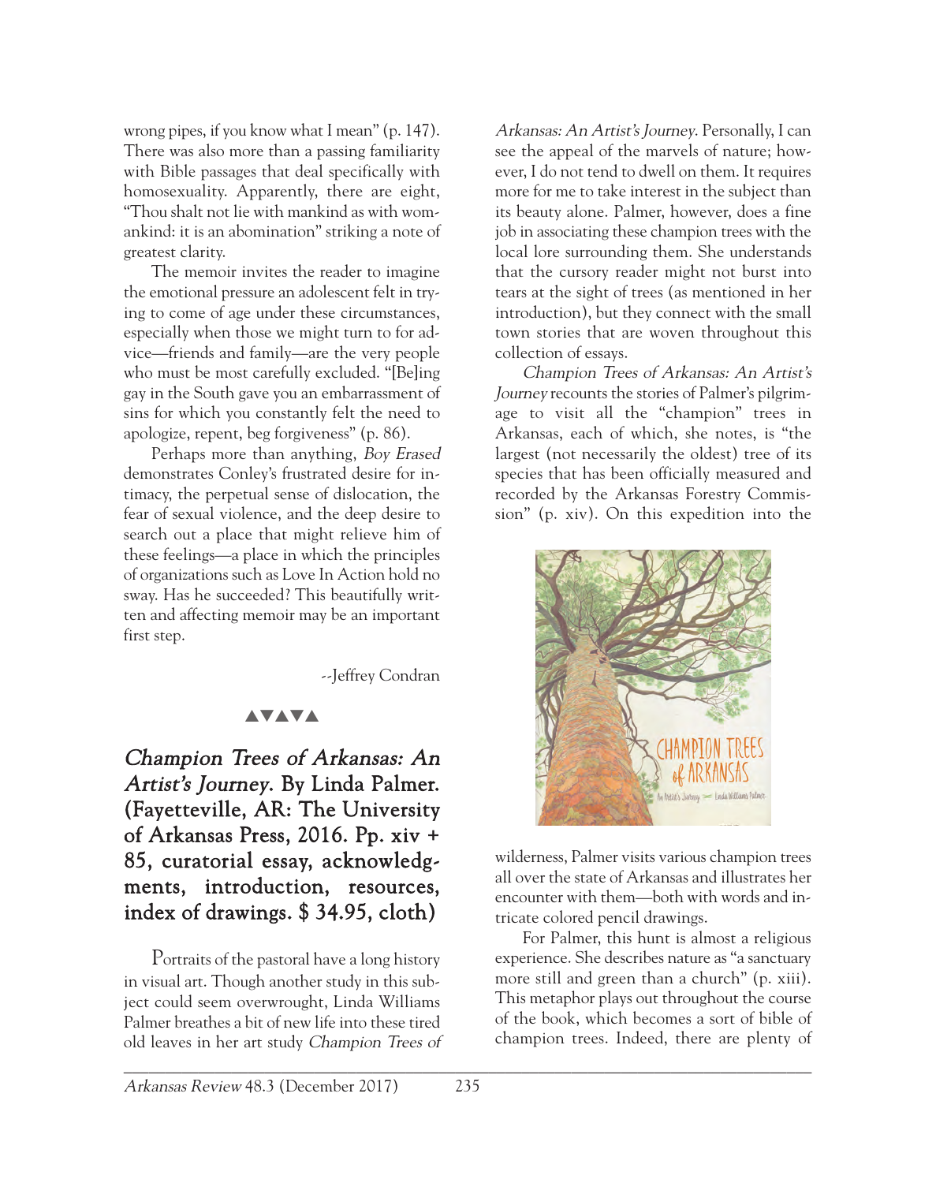wrong pipes, if you know what I mean" (p. 147). There was also more than a passing familiarity with Bible passages that deal specifically with homosexuality. Apparently, there are eight, "Thou shalt not lie with mankind as with womankind: it is an abomination" striking a note of greatest clarity.

The memoir invites the reader to imagine the emotional pressure an adolescent felt in trying to come of age under these circumstances, especially when those we might turn to for advice—friends and family—are the very people who must be most carefully excluded. "[Be]ing gay in the South gave you an embarrassment of sins for which you constantly felt the need to apologize, repent, beg forgiveness" (p. 86).

Perhaps more than anything, *Boy Erased* demonstrates Conley's frustrated desire for intimacy, the perpetual sense of dislocation, the fear of sexual violence, and the deep desire to search out a place that might relieve him of these feelings—a place in which the principles of organizations such as Love In Action hold no sway. Has he succeeded? This beautifully written and affecting memoir may be an important first step.

--Jeffrey Condran

▲▼▲▼▲

## *Champion Trees of Arkansas: An Artist's Journey*. By Linda Palmer. (Fayetteville, AR: The University of Arkansas Press, 2016. Pp. xiv + 85, curatorial essay, acknowledgments, introduction, resources, index of drawings. $ 34.95, cloth)

Portraits of the pastoral have a long history in visual art. Though another study in this subject could seem overwrought, Linda Williams Palmer breathes a bit of new life into these tired old leaves in her art study *Champion Trees of Arkansas: An Artist's Journey*. Personally, I can see the appeal of the marvels of nature; however, I do not tend to dwell on them. It requires more for me to take interest in the subject than its beauty alone. Palmer, however, does a fine job in associating these champion trees with the local lore surrounding them. She understands that the cursory reader might not burst into tears at the sight of trees (as mentioned in her introduction), but they connect with the small town stories that are woven throughout this collection of essays.

*Champion Trees of Arkansas: An Artist's Journey* recounts the stories of Palmer's pilgrimage to visit all the "champion" trees in Arkansas, each of which, she notes, is "the largest (not necessarily the oldest) tree of its species that has been officially measured and recorded by the Arkansas Forestry Commission" (p. xiv). On this expedition into the wilderness, Palmer visits various champion trees all over the state of Arkansas and illustrates her encounter with them—both with words and intricate colored pencil drawings.

For Palmer, this hunt is almost a religious experience. She describes nature as "a sanctuary more still and green than a church" (p. xiii). This metaphor plays out throughout the course of the book, which becomes a sort of bible of champion trees. Indeed, there are plenty of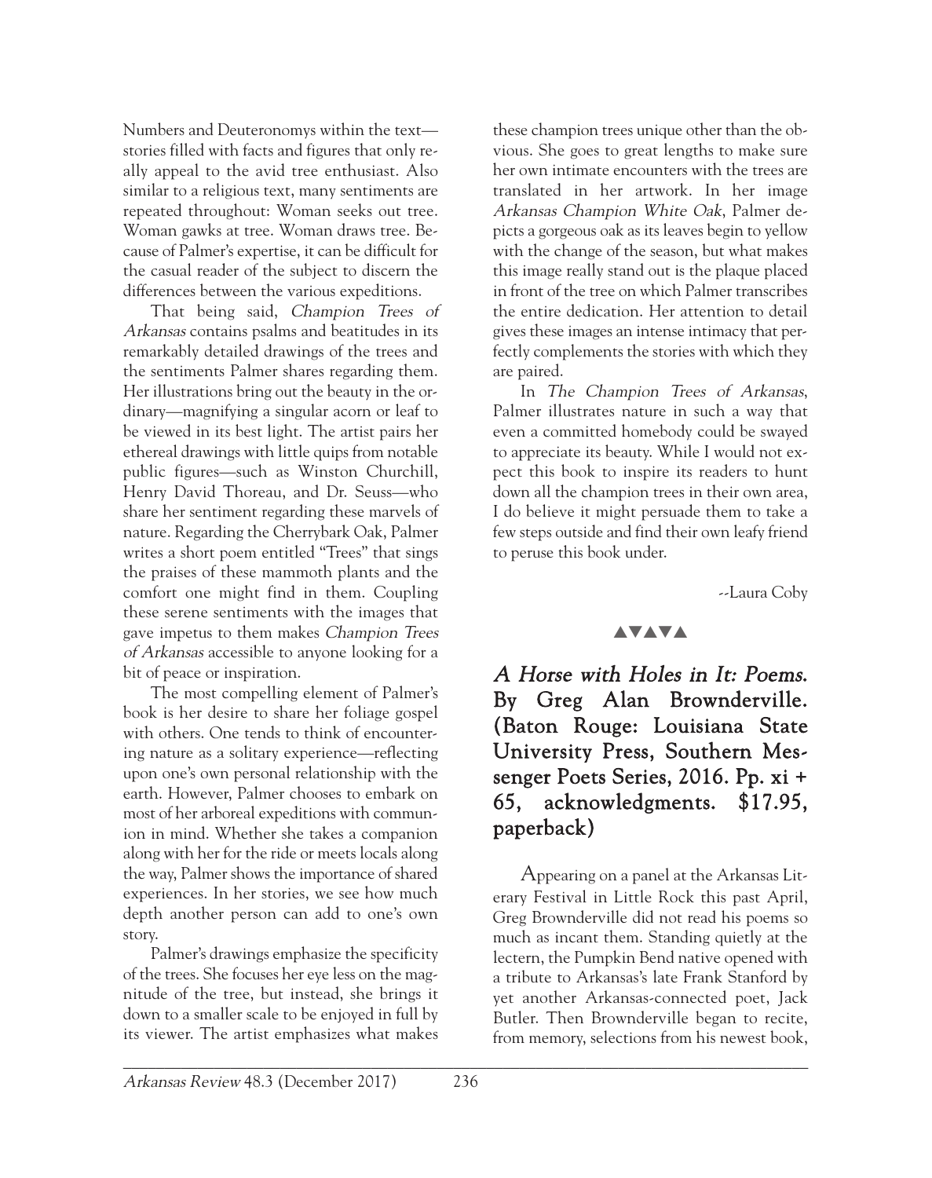Numbers and Deuteronomys within the text—stories filled with facts and figures that only really appeal to the avid tree enthusiast. Also similar to a religious text, many sentiments are repeated throughout: Woman seeks out tree. Woman gawks at tree. Woman draws tree. Because of Palmer's expertise, it can be difficult for the casual reader of the subject to discern the differences between the various expeditions.

That being said, *Champion Trees of Arkansas* contains psalms and beatitudes in its remarkably detailed drawings of the trees and the sentiments Palmer shares regarding them. Her illustrations bring out the beauty in the ordinary—magnifying a singular acorn or leaf to be viewed in its best light. The artist pairs her ethereal drawings with little quips from notable public figures—such as Winston Churchill, Henry David Thoreau, and Dr. Seuss—who share her sentiment regarding these marvels of nature. Regarding the Cherrybark Oak, Palmer writes a short poem entitled "Trees" that sings the praises of these mammoth plants and the comfort one might find in them. Coupling these serene sentiments with the images that gave impetus to them makes *Champion Trees of Arkansas* accessible to anyone looking for a bit of peace or inspiration.

The most compelling element of Palmer's book is her desire to share her foliage gospel with others. One tends to think of encountering nature as a solitary experience—reflecting upon one's own personal relationship with the earth. However, Palmer chooses to embark on most of her arboreal expeditions with communion in mind. Whether she takes a companion along with her for the ride or meets locals along the way, Palmer shows the importance of shared experiences. In her stories, we see how much depth another person can add to one's own story.

Palmer's drawings emphasize the specificity of the trees. She focuses her eye less on the magnitude of the tree, but instead, she brings it down to a smaller scale to be enjoyed in full by its viewer. The artist emphasizes what makes these champion trees unique other than the obvious. She goes to great lengths to make sure her own intimate encounters with the trees are translated in her artwork. In her image *Arkansas Champion White Oak*, Palmer depicts a gorgeous oak as its leaves begin to yellow with the change of the season, but what makes this image really stand out is the plaque placed in front of the tree on which Palmer transcribes the entire dedication. Her attention to detail gives these images an intense intimacy that perfectly complements the stories with which they are paired.

In *The Champion Trees of Arkansas*, Palmer illustrates nature in such a way that even a committed homebody could be swayed to appreciate its beauty. While I would not expect this book to inspire its readers to hunt down all the champion trees in their own area, I do believe it might persuade them to take a few steps outside and find their own leafy friend to peruse this book under.

--Laura Coby

▲▼▲▼▲

## *A Horse with Holes in It: Poems.* By Greg Alan Brownderville. (Baton Rouge: Louisiana State University Press, Southern Messenger Poets Series, 2016. Pp. xi + 65, acknowledgments. $17.95, paperback)

Appearing on a panel at the Arkansas Literary Festival in Little Rock this past April, Greg Brownderville did not read his poems so much as incant them. Standing quietly at the lectern, the Pumpkin Bend native opened with a tribute to Arkansas's late Frank Stanford by yet another Arkansas-connected poet, Jack Butler. Then Brownderville began to recite, from memory, selections from his newest book,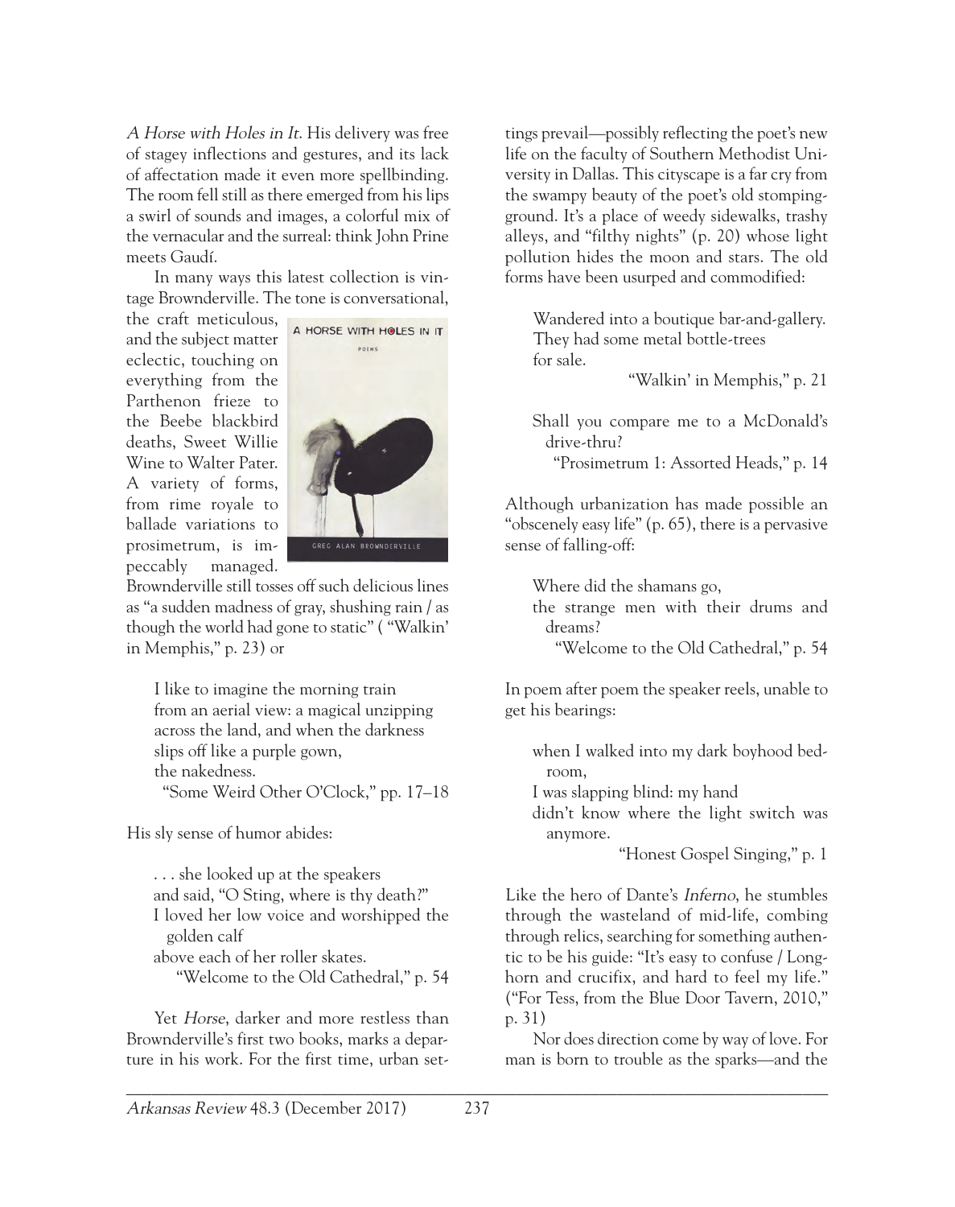*A Horse with Holes in It*. His delivery was free of stagey inflections and gestures, and its lack of affectation made it even more spellbinding. The room fell still as there emerged from his lips a swirl of sounds and images, a colorful mix of the vernacular and the surreal: think John Prine meets Gaudí.

In many ways this latest collection is vintage Brownderville. The tone is conversational, the craft meticulous, and the subject matter eclectic, touching on everything from the Parthenon frieze to the Beebe blackbird deaths, Sweet Willie Wine to Walter Pater. A variety of forms, from rime royale to ballade variations to prosimetrum, is impeccably managed. Brownderville still tosses off such delicious lines as "a sudden madness of gray, shushing rain / as though the world had gone to static" ( "Walkin' in Memphis," p. 23) or

> I like to imagine the morning train
> from an aerial view: a magical unzipping
> across the land, and when the darkness
> slips off like a purple gown,
> the nakedness.
> "Some Weird Other O'Clock," pp. 17–18

His sly sense of humor abides:

> . . . she looked up at the speakers
> and said, "O Sting, where is thy death?"
> I loved her low voice and worshipped the golden calf
> above each of her roller skates.
> "Welcome to the Old Cathedral," p. 54

Yet *Horse*, darker and more restless than Brownderville's first two books, marks a departure in his work. For the first time, urban settings prevail—possibly reflecting the poet's new life on the faculty of Southern Methodist University in Dallas. This cityscape is a far cry from the swampy beauty of the poet's old stomping-ground. It's a place of weedy sidewalks, trashy alleys, and "filthy nights" (p. 20) whose light pollution hides the moon and stars. The old forms have been usurped and commodified:

> Wandered into a boutique bar-and-gallery.
> They had some metal bottle-trees
> for sale.
> "Walkin' in Memphis," p. 21

> Shall you compare me to a McDonald's drive-thru?
> "Prosimetrum 1: Assorted Heads," p. 14

Although urbanization has made possible an "obscenely easy life" (p. 65), there is a pervasive sense of falling-off:

> Where did the shamans go,
> the strange men with their drums and dreams?
> "Welcome to the Old Cathedral," p. 54

In poem after poem the speaker reels, unable to get his bearings:

> when I walked into my dark boyhood bedroom,
> I was slapping blind: my hand
> didn't know where the light switch was anymore.
> "Honest Gospel Singing," p. 1

Like the hero of Dante's *Inferno*, he stumbles through the wasteland of mid-life, combing through relics, searching for something authentic to be his guide: "It's easy to confuse / Longhorn and crucifix, and hard to feel my life." ("For Tess, from the Blue Door Tavern, 2010," p. 31)

Nor does direction come by way of love. For man is born to trouble as the sparks—and the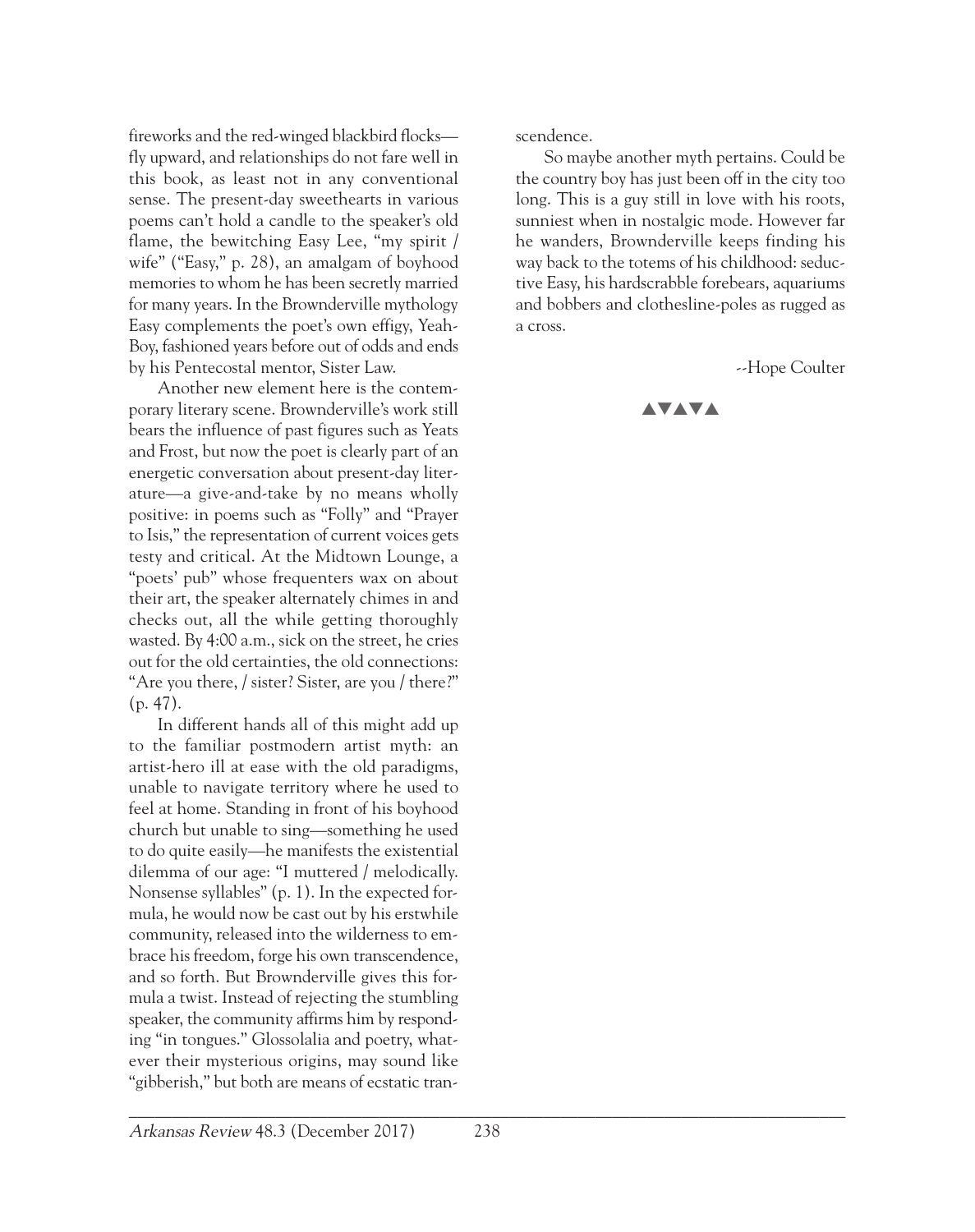fireworks and the red-winged blackbird flocks—fly upward, and relationships do not fare well in this book, as least not in any conventional sense. The present-day sweethearts in various poems can't hold a candle to the speaker's old flame, the bewitching Easy Lee, "my spirit / wife" ("Easy," p. 28), an amalgam of boyhood memories to whom he has been secretly married for many years. In the Brownderville mythology Easy complements the poet's own effigy, Yeah-Boy, fashioned years before out of odds and ends by his Pentecostal mentor, Sister Law.

Another new element here is the contemporary literary scene. Brownderville's work still bears the influence of past figures such as Yeats and Frost, but now the poet is clearly part of an energetic conversation about present-day literature—a give-and-take by no means wholly positive: in poems such as "Folly" and "Prayer to Isis," the representation of current voices gets testy and critical. At the Midtown Lounge, a "poets' pub" whose frequenters wax on about their art, the speaker alternately chimes in and checks out, all the while getting thoroughly wasted. By 4:00 a.m., sick on the street, he cries out for the old certainties, the old connections: "Are you there, / sister? Sister, are you / there?" (p. 47).

In different hands all of this might add up to the familiar postmodern artist myth: an artist-hero ill at ease with the old paradigms, unable to navigate territory where he used to feel at home. Standing in front of his boyhood church but unable to sing—something he used to do quite easily—he manifests the existential dilemma of our age: "I muttered / melodically. Nonsense syllables" (p. 1). In the expected formula, he would now be cast out by his erstwhile community, released into the wilderness to embrace his freedom, forge his own transcendence, and so forth. But Brownderville gives this formula a twist. Instead of rejecting the stumbling speaker, the community affirms him by responding "in tongues." Glossolalia and poetry, whatever their mysterious origins, may sound like "gibberish," but both are means of ecstatic transcendence.

So maybe another myth pertains. Could be the country boy has just been off in the city too long. This is a guy still in love with his roots, sunniest when in nostalgic mode. However far he wanders, Brownderville keeps finding his way back to the totems of his childhood: seductive Easy, his hardscrabble forebears, aquariums and bobbers and clothesline-poles as rugged as a cross.

--Hope Coulter

▲▼▲▼▲